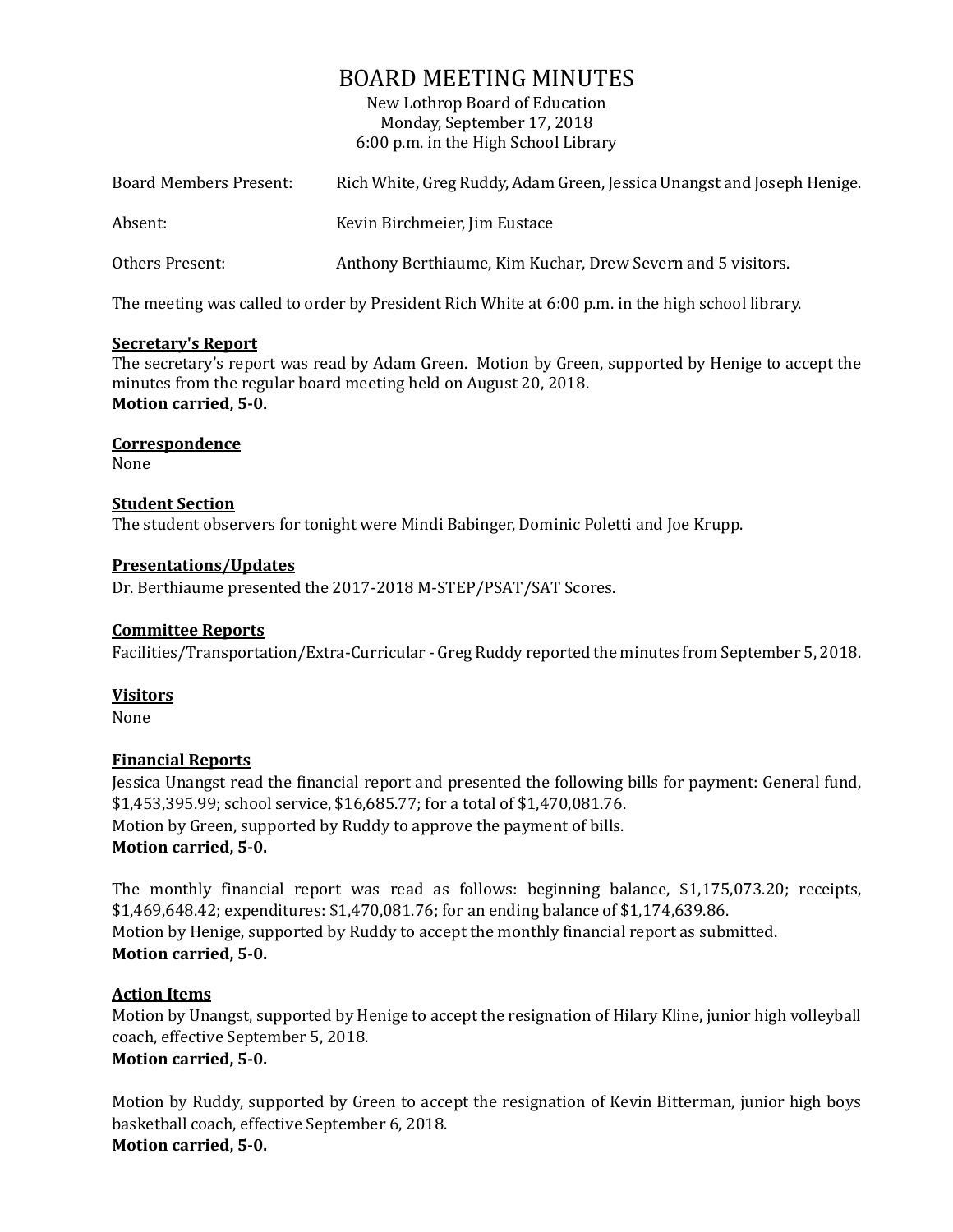# BOARD MEETING MINUTES

New Lothrop Board of Education
Monday, September 17, 2018
6:00 p.m. in the High School Library

| | |
|---|---|
| Board Members Present: | Rich White, Greg Ruddy, Adam Green, Jessica Unangst and Joseph Henige. |
| Absent: | Kevin Birchmeier, Jim Eustace |
| Others Present: | Anthony Berthiaume, Kim Kuchar, Drew Severn and 5 visitors. |

The meeting was called to order by President Rich White at 6:00 p.m. in the high school library.

**Secretary's Report**

The secretary's report was read by Adam Green. Motion by Green, supported by Henige to accept the minutes from the regular board meeting held on August 20, 2018.
**Motion carried, 5-0.**

**Correspondence**

None

**Student Section**

The student observers for tonight were Mindi Babinger, Dominic Poletti and Joe Krupp.

**Presentations/Updates**

Dr. Berthiaume presented the 2017-2018 M-STEP/PSAT/SAT Scores.

**Committee Reports**

Facilities/Transportation/Extra-Curricular - Greg Ruddy reported the minutes from September 5, 2018.

**Visitors**

None

**Financial Reports**

Jessica Unangst read the financial report and presented the following bills for payment: General fund, $1,453,395.99; school service, $16,685.77; for a total of $1,470,081.76.
Motion by Green, supported by Ruddy to approve the payment of bills.
**Motion carried, 5-0.**

The monthly financial report was read as follows: beginning balance, $1,175,073.20; receipts, $1,469,648.42; expenditures: $1,470,081.76; for an ending balance of $1,174,639.86.
Motion by Henige, supported by Ruddy to accept the monthly financial report as submitted.
**Motion carried, 5-0.**

**Action Items**

Motion by Unangst, supported by Henige to accept the resignation of Hilary Kline, junior high volleyball coach, effective September 5, 2018.
**Motion carried, 5-0.**

Motion by Ruddy, supported by Green to accept the resignation of Kevin Bitterman, junior high boys basketball coach, effective September 6, 2018.
**Motion carried, 5-0.**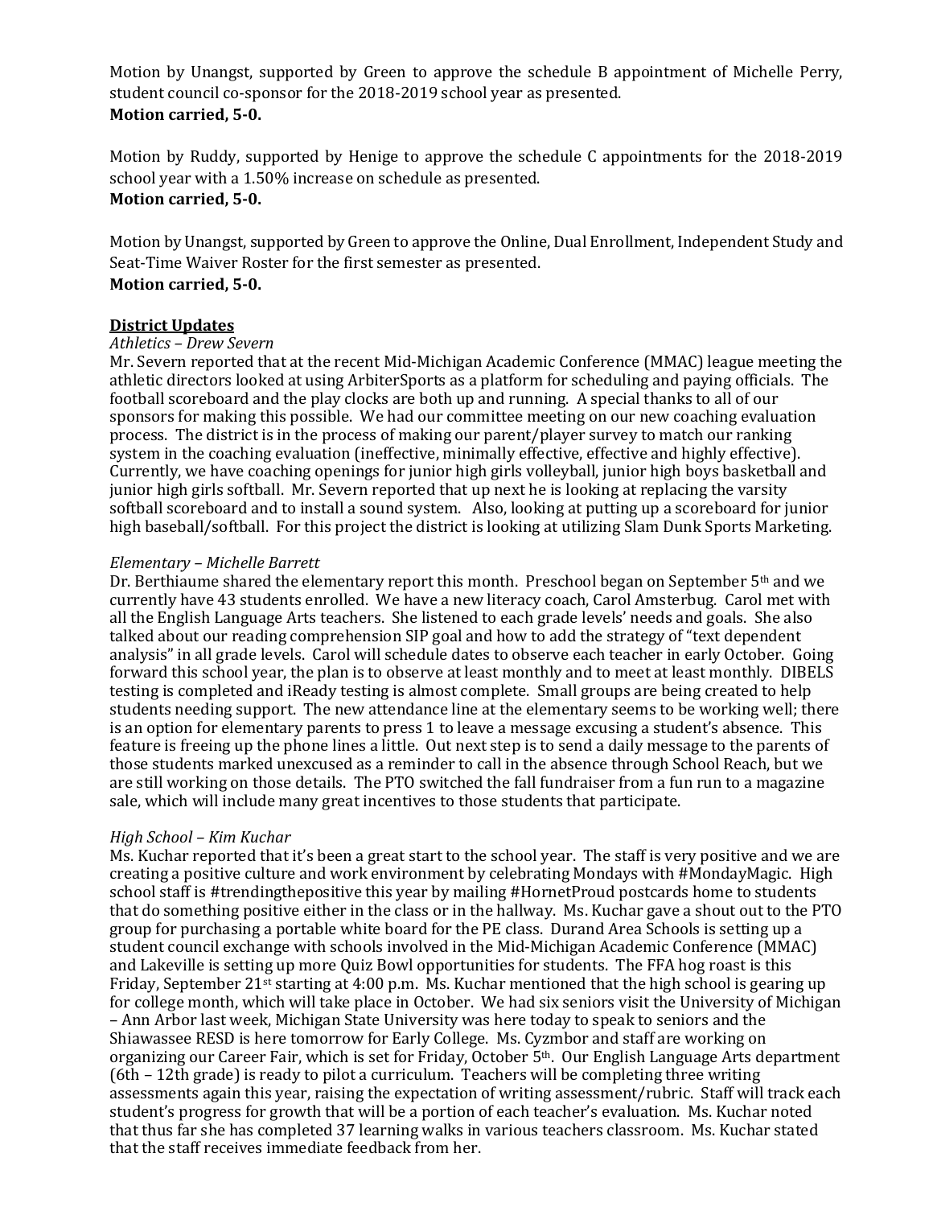Motion by Unangst, supported by Green to approve the schedule B appointment of Michelle Perry, student council co-sponsor for the 2018-2019 school year as presented.
**Motion carried, 5-0.**

Motion by Ruddy, supported by Henige to approve the schedule C appointments for the 2018-2019 school year with a 1.50% increase on schedule as presented.
**Motion carried, 5-0.**

Motion by Unangst, supported by Green to approve the Online, Dual Enrollment, Independent Study and Seat-Time Waiver Roster for the first semester as presented.
**Motion carried, 5-0.**

**District Updates**

*Athletics – Drew Severn*

Mr. Severn reported that at the recent Mid-Michigan Academic Conference (MMAC) league meeting the athletic directors looked at using ArbiterSports as a platform for scheduling and paying officials. The football scoreboard and the play clocks are both up and running. A special thanks to all of our sponsors for making this possible. We had our committee meeting on our new coaching evaluation process. The district is in the process of making our parent/player survey to match our ranking system in the coaching evaluation (ineffective, minimally effective, effective and highly effective). Currently, we have coaching openings for junior high girls volleyball, junior high boys basketball and junior high girls softball. Mr. Severn reported that up next he is looking at replacing the varsity softball scoreboard and to install a sound system. Also, looking at putting up a scoreboard for junior high baseball/softball. For this project the district is looking at utilizing Slam Dunk Sports Marketing.

*Elementary – Michelle Barrett*

Dr. Berthiaume shared the elementary report this month. Preschool began on September 5th and we currently have 43 students enrolled. We have a new literacy coach, Carol Amsterbug. Carol met with all the English Language Arts teachers. She listened to each grade levels' needs and goals. She also talked about our reading comprehension SIP goal and how to add the strategy of "text dependent analysis" in all grade levels. Carol will schedule dates to observe each teacher in early October. Going forward this school year, the plan is to observe at least monthly and to meet at least monthly. DIBELS testing is completed and iReady testing is almost complete. Small groups are being created to help students needing support. The new attendance line at the elementary seems to be working well; there is an option for elementary parents to press 1 to leave a message excusing a student's absence. This feature is freeing up the phone lines a little. Out next step is to send a daily message to the parents of those students marked unexcused as a reminder to call in the absence through School Reach, but we are still working on those details. The PTO switched the fall fundraiser from a fun run to a magazine sale, which will include many great incentives to those students that participate.

*High School – Kim Kuchar*

Ms. Kuchar reported that it's been a great start to the school year. The staff is very positive and we are creating a positive culture and work environment by celebrating Mondays with #MondayMagic. High school staff is #trendingthepositive this year by mailing #HornetProud postcards home to students that do something positive either in the class or in the hallway. Ms. Kuchar gave a shout out to the PTO group for purchasing a portable white board for the PE class. Durand Area Schools is setting up a student council exchange with schools involved in the Mid-Michigan Academic Conference (MMAC) and Lakeville is setting up more Quiz Bowl opportunities for students. The FFA hog roast is this Friday, September 21st starting at 4:00 p.m. Ms. Kuchar mentioned that the high school is gearing up for college month, which will take place in October. We had six seniors visit the University of Michigan – Ann Arbor last week, Michigan State University was here today to speak to seniors and the Shiawassee RESD is here tomorrow for Early College. Ms. Cyzmbor and staff are working on organizing our Career Fair, which is set for Friday, October 5th. Our English Language Arts department (6th – 12th grade) is ready to pilot a curriculum. Teachers will be completing three writing assessments again this year, raising the expectation of writing assessment/rubric. Staff will track each student's progress for growth that will be a portion of each teacher's evaluation. Ms. Kuchar noted that thus far she has completed 37 learning walks in various teachers classroom. Ms. Kuchar stated that the staff receives immediate feedback from her.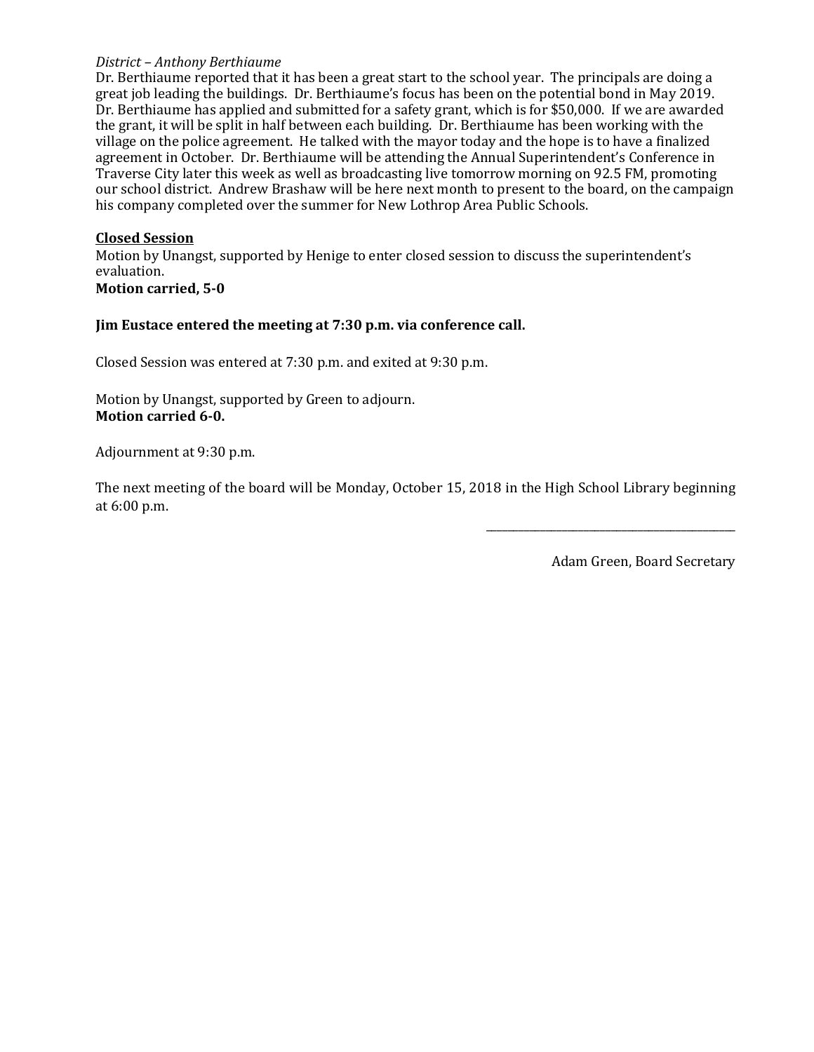*District – Anthony Berthiaume*

Dr. Berthiaume reported that it has been a great start to the school year. The principals are doing a great job leading the buildings. Dr. Berthiaume's focus has been on the potential bond in May 2019. Dr. Berthiaume has applied and submitted for a safety grant, which is for $50,000. If we are awarded the grant, it will be split in half between each building. Dr. Berthiaume has been working with the village on the police agreement. He talked with the mayor today and the hope is to have a finalized agreement in October. Dr. Berthiaume will be attending the Annual Superintendent's Conference in Traverse City later this week as well as broadcasting live tomorrow morning on 92.5 FM, promoting our school district. Andrew Brashaw will be here next month to present to the board, on the campaign his company completed over the summer for New Lothrop Area Public Schools.

**<u>Closed Session</u>**

Motion by Unangst, supported by Henige to enter closed session to discuss the superintendent's evaluation.

**Motion carried, 5-0**

**Jim Eustace entered the meeting at 7:30 p.m. via conference call.**

Closed Session was entered at 7:30 p.m. and exited at 9:30 p.m.

Motion by Unangst, supported by Green to adjourn.

**Motion carried 6-0.**

Adjournment at 9:30 p.m.

The next meeting of the board will be Monday, October 15, 2018 in the High School Library beginning at 6:00 p.m.

\_\_\_\_\_\_\_\_\_\_\_\_\_\_\_\_\_\_\_\_\_\_\_\_\_\_\_\_\_\_\_\_\_\_\_\_\_\_\_\_

Adam Green, Board Secretary